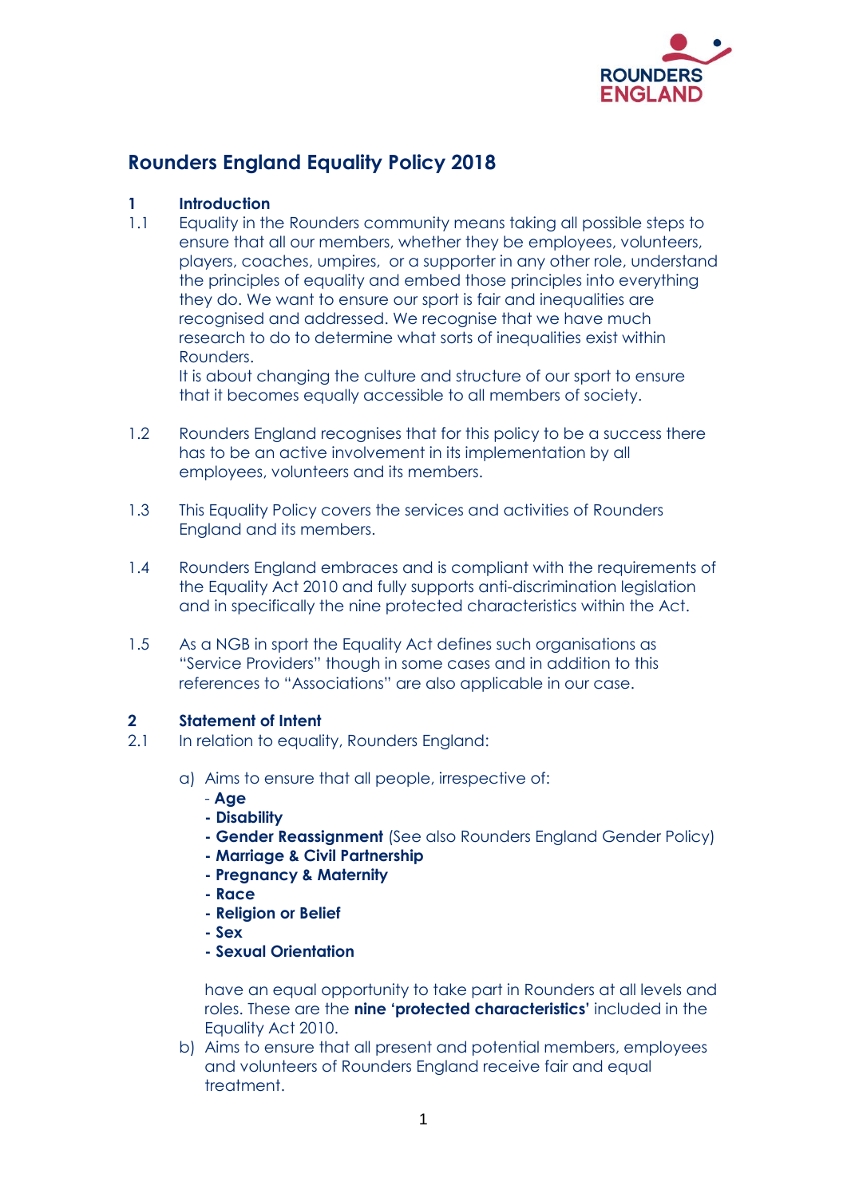ROUNDERS ENGLAND

# Rounders England Equality Policy 2018

## 1 Introduction

1.1 Equality in the Rounders community means taking all possible steps to ensure that all our members, whether they be employees, volunteers, players, coaches, umpires, or a supporter in any other role, understand the principles of equality and embed those principles into everything they do. We want to ensure our sport is fair and inequalities are recognised and addressed. We recognise that we have much research to do to determine what sorts of inequalities exist within Rounders.
It is about changing the culture and structure of our sport to ensure that it becomes equally accessible to all members of society.

1.2 Rounders England recognises that for this policy to be a success there has to be an active involvement in its implementation by all employees, volunteers and its members.

1.3 This Equality Policy covers the services and activities of Rounders England and its members.

1.4 Rounders England embraces and is compliant with the requirements of the Equality Act 2010 and fully supports anti-discrimination legislation and in specifically the nine protected characteristics within the Act.

1.5 As a NGB in sport the Equality Act defines such organisations as "Service Providers" though in some cases and in addition to this references to "Associations" are also applicable in our case.

## 2 Statement of Intent

2.1 In relation to equality, Rounders England:

a) Aims to ensure that all people, irrespective of:
   - **Age**
   - **Disability**
   - **Gender Reassignment** (See also Rounders England Gender Policy)
   - **Marriage & Civil Partnership**
   - **Pregnancy & Maternity**
   - **Race**
   - **Religion or Belief**
   - **Sex**
   - **Sexual Orientation**

   have an equal opportunity to take part in Rounders at all levels and roles. These are the **nine 'protected characteristics'** included in the Equality Act 2010.

b) Aims to ensure that all present and potential members, employees and volunteers of Rounders England receive fair and equal treatment.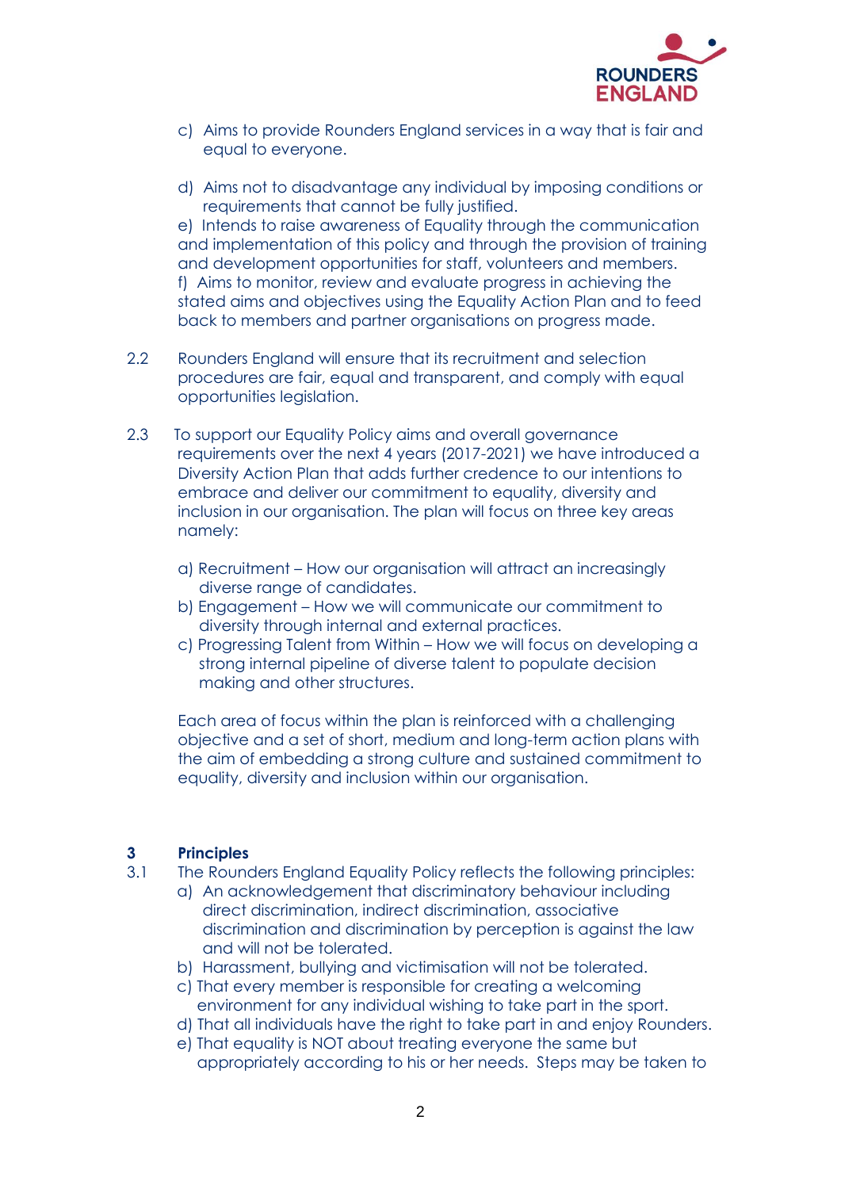c) Aims to provide Rounders England services in a way that is fair and equal to everyone.

d) Aims not to disadvantage any individual by imposing conditions or requirements that cannot be fully justified.

e) Intends to raise awareness of Equality through the communication and implementation of this policy and through the provision of training and development opportunities for staff, volunteers and members.

f) Aims to monitor, review and evaluate progress in achieving the stated aims and objectives using the Equality Action Plan and to feed back to members and partner organisations on progress made.

2.2 Rounders England will ensure that its recruitment and selection procedures are fair, equal and transparent, and comply with equal opportunities legislation.

2.3 To support our Equality Policy aims and overall governance requirements over the next 4 years (2017-2021) we have introduced a Diversity Action Plan that adds further credence to our intentions to embrace and deliver our commitment to equality, diversity and inclusion in our organisation. The plan will focus on three key areas namely:

a) Recruitment – How our organisation will attract an increasingly diverse range of candidates.
b) Engagement – How we will communicate our commitment to diversity through internal and external practices.
c) Progressing Talent from Within – How we will focus on developing a strong internal pipeline of diverse talent to populate decision making and other structures.

Each area of focus within the plan is reinforced with a challenging objective and a set of short, medium and long-term action plans with the aim of embedding a strong culture and sustained commitment to equality, diversity and inclusion within our organisation.

## 3 Principles

3.1 The Rounders England Equality Policy reflects the following principles:

a) An acknowledgement that discriminatory behaviour including direct discrimination, indirect discrimination, associative discrimination and discrimination by perception is against the law and will not be tolerated.
b) Harassment, bullying and victimisation will not be tolerated.
c) That every member is responsible for creating a welcoming environment for any individual wishing to take part in the sport.
d) That all individuals have the right to take part in and enjoy Rounders.
e) That equality is NOT about treating everyone the same but appropriately according to his or her needs. Steps may be taken to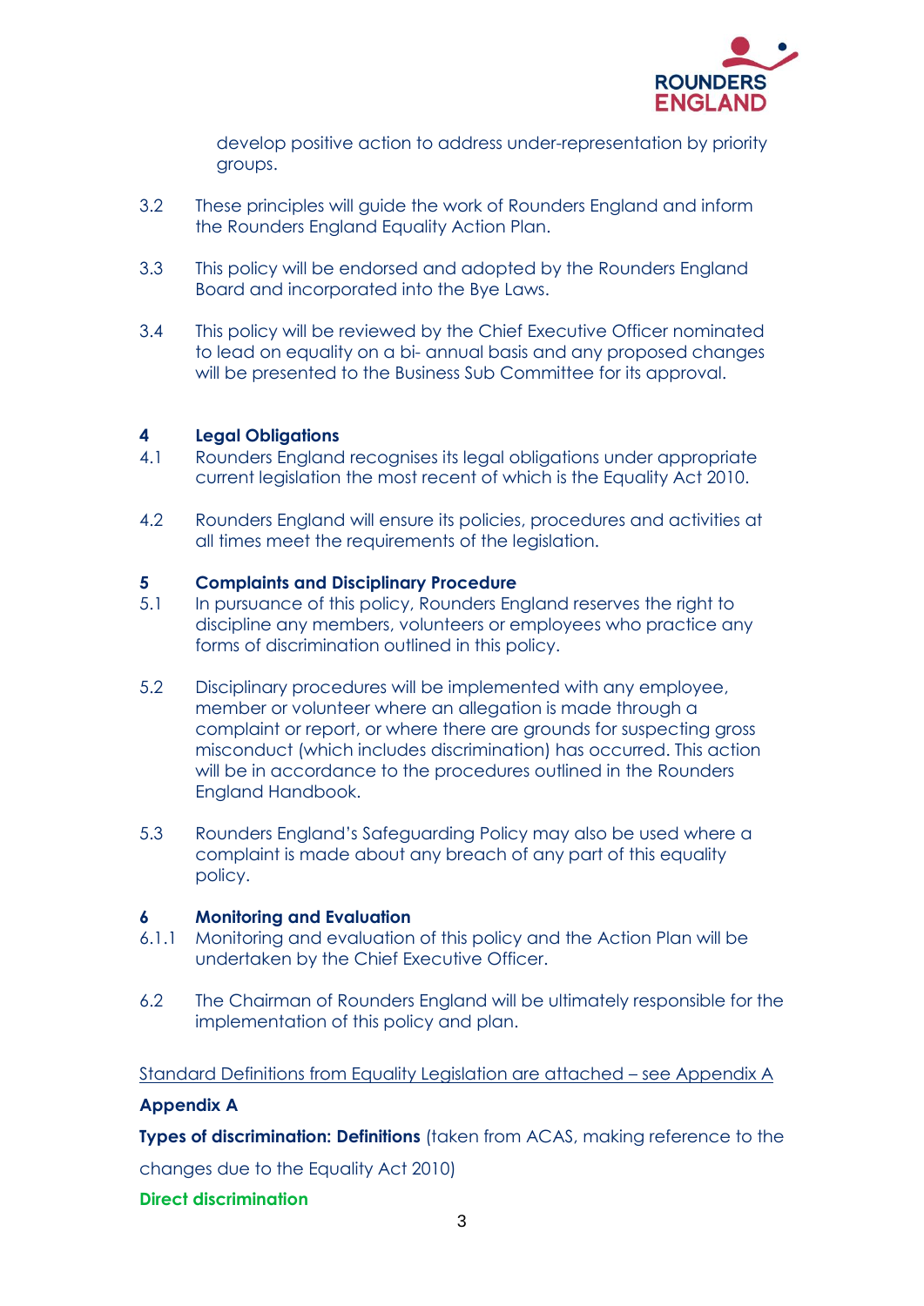develop positive action to address under-representation by priority groups.

3.2 These principles will guide the work of Rounders England and inform the Rounders England Equality Action Plan.

3.3 This policy will be endorsed and adopted by the Rounders England Board and incorporated into the Bye Laws.

3.4 This policy will be reviewed by the Chief Executive Officer nominated to lead on equality on a bi- annual basis and any proposed changes will be presented to the Business Sub Committee for its approval.

## 4 Legal Obligations

4.1 Rounders England recognises its legal obligations under appropriate current legislation the most recent of which is the Equality Act 2010.

4.2 Rounders England will ensure its policies, procedures and activities at all times meet the requirements of the legislation.

## 5 Complaints and Disciplinary Procedure

5.1 In pursuance of this policy, Rounders England reserves the right to discipline any members, volunteers or employees who practice any forms of discrimination outlined in this policy.

5.2 Disciplinary procedures will be implemented with any employee, member or volunteer where an allegation is made through a complaint or report, or where there are grounds for suspecting gross misconduct (which includes discrimination) has occurred. This action will be in accordance to the procedures outlined in the Rounders England Handbook.

5.3 Rounders England's Safeguarding Policy may also be used where a complaint is made about any breach of any part of this equality policy.

## 6 Monitoring and Evaluation

6.1.1 Monitoring and evaluation of this policy and the Action Plan will be undertaken by the Chief Executive Officer.

6.2 The Chairman of Rounders England will be ultimately responsible for the implementation of this policy and plan.

Standard Definitions from Equality Legislation are attached – see Appendix A

## Appendix A

**Types of discrimination: Definitions** (taken from ACAS, making reference to the changes due to the Equality Act 2010)

**Direct discrimination**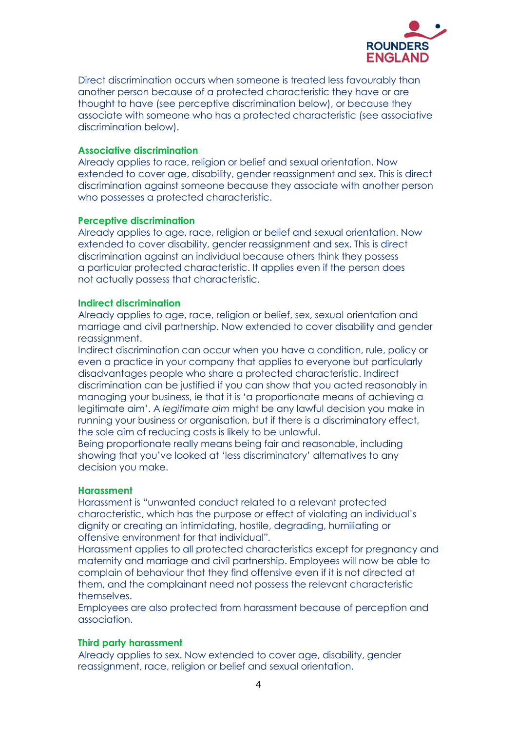Direct discrimination occurs when someone is treated less favourably than another person because of a protected characteristic they have or are thought to have (see perceptive discrimination below), or because they associate with someone who has a protected characteristic (see associative discrimination below).

### Associative discrimination

Already applies to race, religion or belief and sexual orientation. Now extended to cover age, disability, gender reassignment and sex. This is direct discrimination against someone because they associate with another person who possesses a protected characteristic.

### Perceptive discrimination

Already applies to age, race, religion or belief and sexual orientation. Now extended to cover disability, gender reassignment and sex. This is direct discrimination against an individual because others think they possess a particular protected characteristic. It applies even if the person does not actually possess that characteristic.

### Indirect discrimination

Already applies to age, race, religion or belief, sex, sexual orientation and marriage and civil partnership. Now extended to cover disability and gender reassignment.

Indirect discrimination can occur when you have a condition, rule, policy or even a practice in your company that applies to everyone but particularly disadvantages people who share a protected characteristic. Indirect discrimination can be justified if you can show that you acted reasonably in managing your business, ie that it is 'a proportionate means of achieving a legitimate aim'. A *legitimate aim* might be any lawful decision you make in running your business or organisation, but if there is a discriminatory effect, the sole aim of reducing costs is likely to be unlawful.

Being proportionate really means being fair and reasonable, including showing that you've looked at 'less discriminatory' alternatives to any decision you make.

### Harassment

Harassment is "unwanted conduct related to a relevant protected characteristic, which has the purpose or effect of violating an individual's dignity or creating an intimidating, hostile, degrading, humiliating or offensive environment for that individual".

Harassment applies to all protected characteristics except for pregnancy and maternity and marriage and civil partnership. Employees will now be able to complain of behaviour that they find offensive even if it is not directed at them, and the complainant need not possess the relevant characteristic themselves.

Employees are also protected from harassment because of perception and association.

### Third party harassment

Already applies to sex. Now extended to cover age, disability, gender reassignment, race, religion or belief and sexual orientation.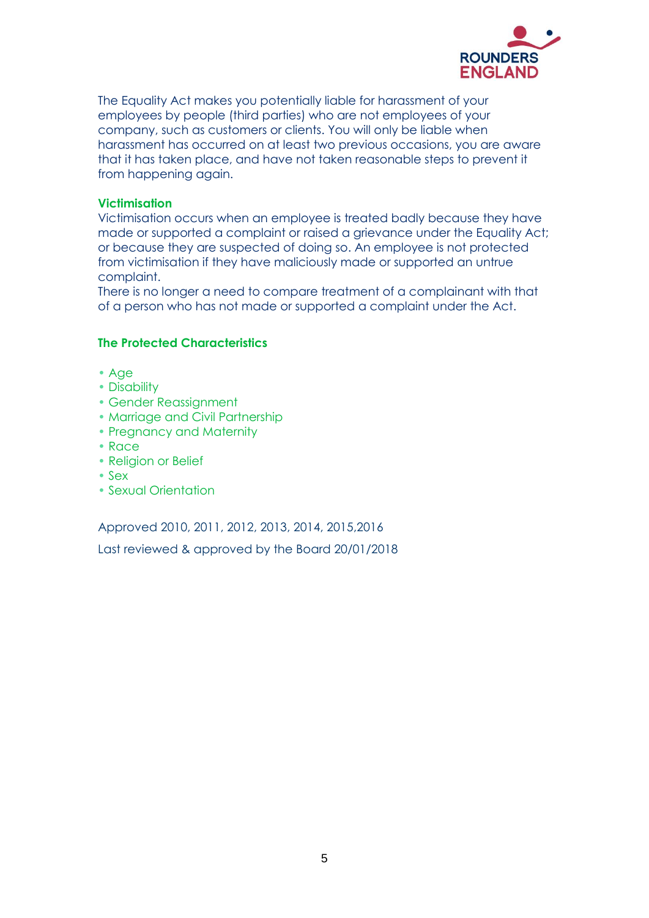The Equality Act makes you potentially liable for harassment of your employees by people (third parties) who are not employees of your company, such as customers or clients. You will only be liable when harassment has occurred on at least two previous occasions, you are aware that it has taken place, and have not taken reasonable steps to prevent it from happening again.

### Victimisation

Victimisation occurs when an employee is treated badly because they have made or supported a complaint or raised a grievance under the Equality Act; or because they are suspected of doing so. An employee is not protected from victimisation if they have maliciously made or supported an untrue complaint.
There is no longer a need to compare treatment of a complainant with that of a person who has not made or supported a complaint under the Act.

### The Protected Characteristics

- Age
- Disability
- Gender Reassignment
- Marriage and Civil Partnership
- Pregnancy and Maternity
- Race
- Religion or Belief
- Sex
- Sexual Orientation

Approved 2010, 2011, 2012, 2013, 2014, 2015,2016

Last reviewed & approved by the Board 20/01/2018